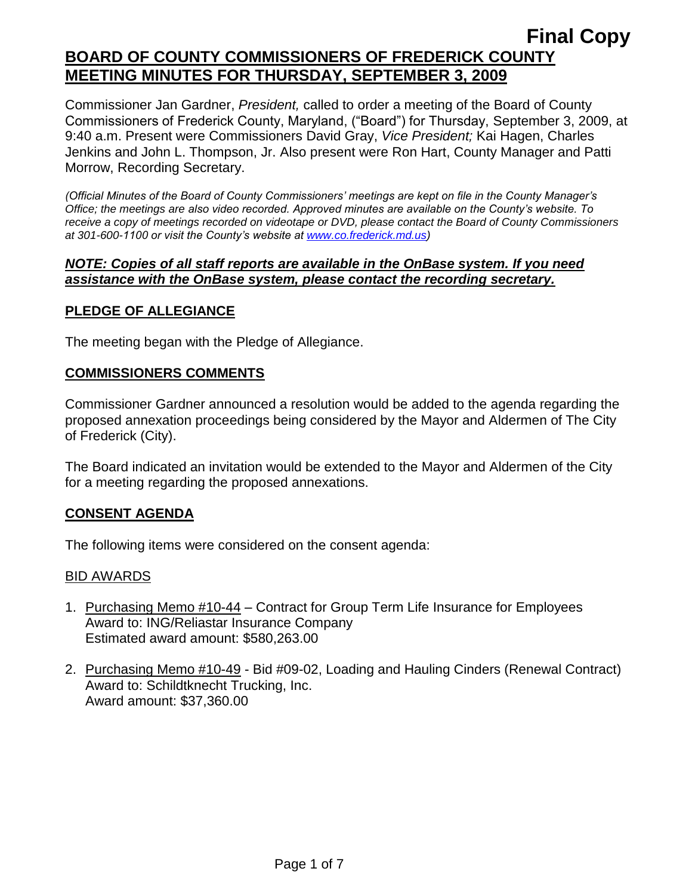**Final Copy**

# BOARD OF COUNTY COMMISSIONERS OF FREDERICK COUNTY MEETING MINUTES FOR THURSDAY, SEPTEMBER 3, 2009

Commissioner Jan Gardner, *President,* called to order a meeting of the Board of County Commissioners of Frederick County, Maryland, ("Board") for Thursday, September 3, 2009, at 9:40 a.m. Present were Commissioners David Gray, *Vice President;* Kai Hagen, Charles Jenkins and John L. Thompson, Jr. Also present were Ron Hart, County Manager and Patti Morrow, Recording Secretary.

*(Official Minutes of the Board of County Commissioners' meetings are kept on file in the County Manager's Office; the meetings are also video recorded. Approved minutes are available on the County's website. To receive a copy of meetings recorded on videotape or DVD, please contact the Board of County Commissioners at 301-600-1100 or visit the County's website at www.co.frederick.md.us)*

***NOTE: Copies of all staff reports are available in the OnBase system. If you need assistance with the OnBase system, please contact the recording secretary.***

## PLEDGE OF ALLEGIANCE

The meeting began with the Pledge of Allegiance.

## COMMISSIONERS COMMENTS

Commissioner Gardner announced a resolution would be added to the agenda regarding the proposed annexation proceedings being considered by the Mayor and Aldermen of The City of Frederick (City).

The Board indicated an invitation would be extended to the Mayor and Aldermen of the City for a meeting regarding the proposed annexations.

## CONSENT AGENDA

The following items were considered on the consent agenda:

### BID AWARDS

1. Purchasing Memo #10-44 – Contract for Group Term Life Insurance for Employees
   Award to: ING/Reliastar Insurance Company
   Estimated award amount: $580,263.00

2. Purchasing Memo #10-49 - Bid #09-02, Loading and Hauling Cinders (Renewal Contract)
   Award to: Schildtknecht Trucking, Inc.
   Award amount: $37,360.00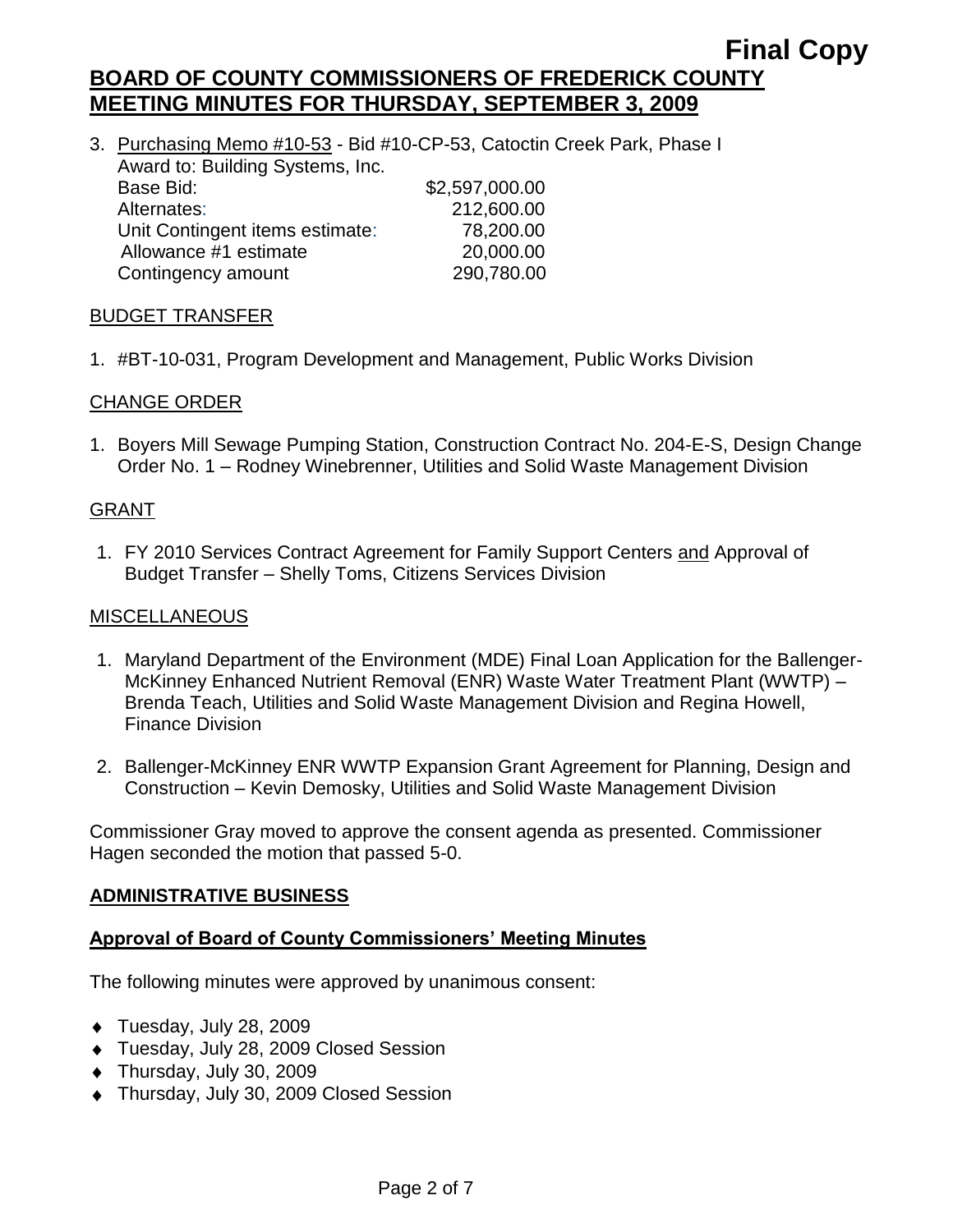**Final Copy**

**BOARD OF COUNTY COMMISSIONERS OF FREDERICK COUNTY MEETING MINUTES FOR THURSDAY, SEPTEMBER 3, 2009**

3. Purchasing Memo #10-53 - Bid #10-CP-53, Catoctin Creek Park, Phase I
   Award to: Building Systems, Inc.

| | |
|---|---|
| Base Bid: | \$2,597,000.00 |
| Alternates: | 212,600.00 |
| Unit Contingent items estimate: | 78,200.00 |
| Allowance #1 estimate | 20,000.00 |
| Contingency amount | 290,780.00 |

BUDGET TRANSFER

1. #BT-10-031, Program Development and Management, Public Works Division

CHANGE ORDER

1. Boyers Mill Sewage Pumping Station, Construction Contract No. 204-E-S, Design Change Order No. 1 – Rodney Winebrenner, Utilities and Solid Waste Management Division

GRANT

1. FY 2010 Services Contract Agreement for Family Support Centers and Approval of Budget Transfer – Shelly Toms, Citizens Services Division

MISCELLANEOUS

1. Maryland Department of the Environment (MDE) Final Loan Application for the Ballenger-McKinney Enhanced Nutrient Removal (ENR) Waste Water Treatment Plant (WWTP) – Brenda Teach, Utilities and Solid Waste Management Division and Regina Howell, Finance Division

2. Ballenger-McKinney ENR WWTP Expansion Grant Agreement for Planning, Design and Construction – Kevin Demosky, Utilities and Solid Waste Management Division

Commissioner Gray moved to approve the consent agenda as presented. Commissioner Hagen seconded the motion that passed 5-0.

## ADMINISTRATIVE BUSINESS

### Approval of Board of County Commissioners' Meeting Minutes

The following minutes were approved by unanimous consent:

- Tuesday, July 28, 2009
- Tuesday, July 28, 2009 Closed Session
- Thursday, July 30, 2009
- Thursday, July 30, 2009 Closed Session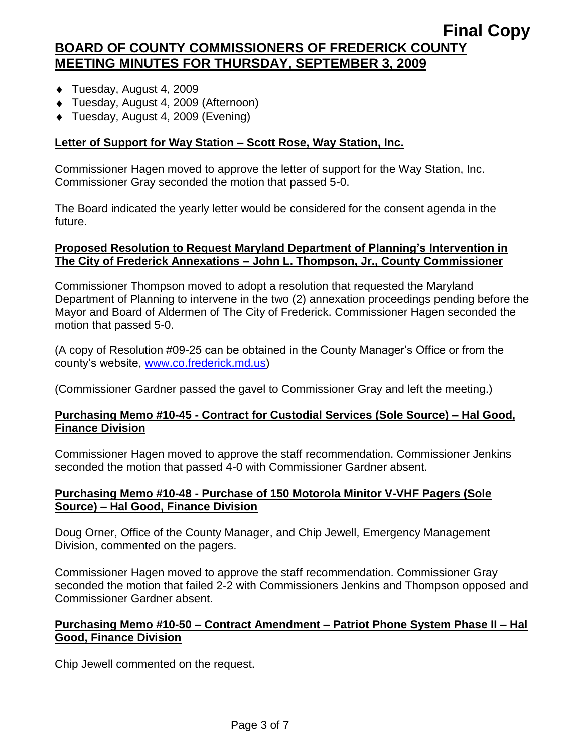- Tuesday, August 4, 2009
- Tuesday, August 4, 2009 (Afternoon)
- Tuesday, August 4, 2009 (Evening)

**Letter of Support for Way Station – Scott Rose, Way Station, Inc.**

Commissioner Hagen moved to approve the letter of support for the Way Station, Inc. Commissioner Gray seconded the motion that passed 5-0.

The Board indicated the yearly letter would be considered for the consent agenda in the future.

**Proposed Resolution to Request Maryland Department of Planning's Intervention in The City of Frederick Annexations – John L. Thompson, Jr., County Commissioner**

Commissioner Thompson moved to adopt a resolution that requested the Maryland Department of Planning to intervene in the two (2) annexation proceedings pending before the Mayor and Board of Aldermen of The City of Frederick. Commissioner Hagen seconded the motion that passed 5-0.

(A copy of Resolution #09-25 can be obtained in the County Manager's Office or from the county's website, www.co.frederick.md.us)

(Commissioner Gardner passed the gavel to Commissioner Gray and left the meeting.)

**Purchasing Memo #10-45 - Contract for Custodial Services (Sole Source) – Hal Good, Finance Division**

Commissioner Hagen moved to approve the staff recommendation. Commissioner Jenkins seconded the motion that passed 4-0 with Commissioner Gardner absent.

**Purchasing Memo #10-48 - Purchase of 150 Motorola Minitor V-VHF Pagers (Sole Source) – Hal Good, Finance Division**

Doug Orner, Office of the County Manager, and Chip Jewell, Emergency Management Division, commented on the pagers.

Commissioner Hagen moved to approve the staff recommendation. Commissioner Gray seconded the motion that failed 2-2 with Commissioners Jenkins and Thompson opposed and Commissioner Gardner absent.

**Purchasing Memo #10-50 – Contract Amendment – Patriot Phone System Phase II – Hal Good, Finance Division**

Chip Jewell commented on the request.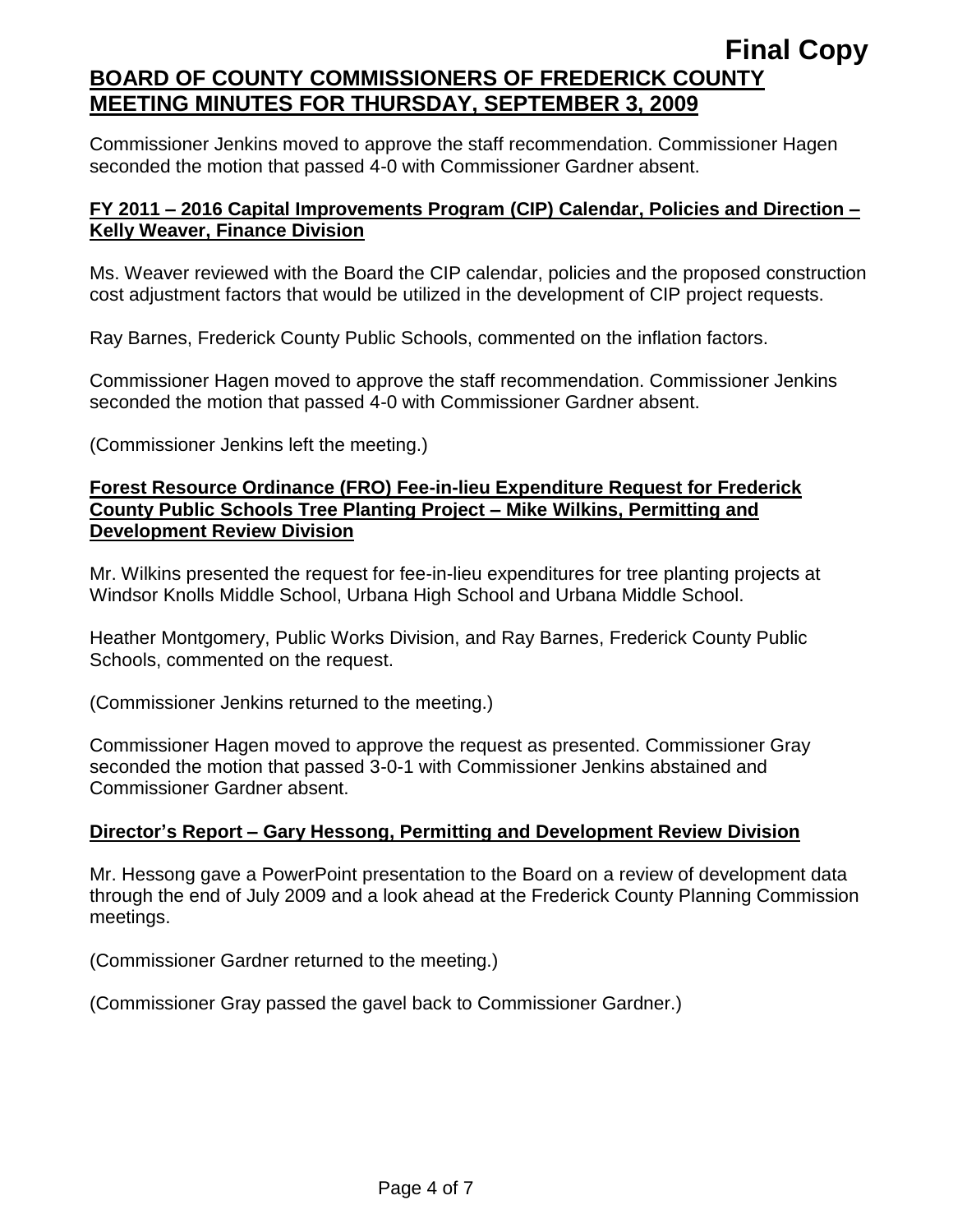Commissioner Jenkins moved to approve the staff recommendation. Commissioner Hagen seconded the motion that passed 4-0 with Commissioner Gardner absent.

**FY 2011 – 2016 Capital Improvements Program (CIP) Calendar, Policies and Direction – Kelly Weaver, Finance Division**

Ms. Weaver reviewed with the Board the CIP calendar, policies and the proposed construction cost adjustment factors that would be utilized in the development of CIP project requests.

Ray Barnes, Frederick County Public Schools, commented on the inflation factors.

Commissioner Hagen moved to approve the staff recommendation. Commissioner Jenkins seconded the motion that passed 4-0 with Commissioner Gardner absent.

(Commissioner Jenkins left the meeting.)

**Forest Resource Ordinance (FRO) Fee-in-lieu Expenditure Request for Frederick County Public Schools Tree Planting Project – Mike Wilkins, Permitting and Development Review Division**

Mr. Wilkins presented the request for fee-in-lieu expenditures for tree planting projects at Windsor Knolls Middle School, Urbana High School and Urbana Middle School.

Heather Montgomery, Public Works Division, and Ray Barnes, Frederick County Public Schools, commented on the request.

(Commissioner Jenkins returned to the meeting.)

Commissioner Hagen moved to approve the request as presented. Commissioner Gray seconded the motion that passed 3-0-1 with Commissioner Jenkins abstained and Commissioner Gardner absent.

**Director's Report – Gary Hessong, Permitting and Development Review Division**

Mr. Hessong gave a PowerPoint presentation to the Board on a review of development data through the end of July 2009 and a look ahead at the Frederick County Planning Commission meetings.

(Commissioner Gardner returned to the meeting.)

(Commissioner Gray passed the gavel back to Commissioner Gardner.)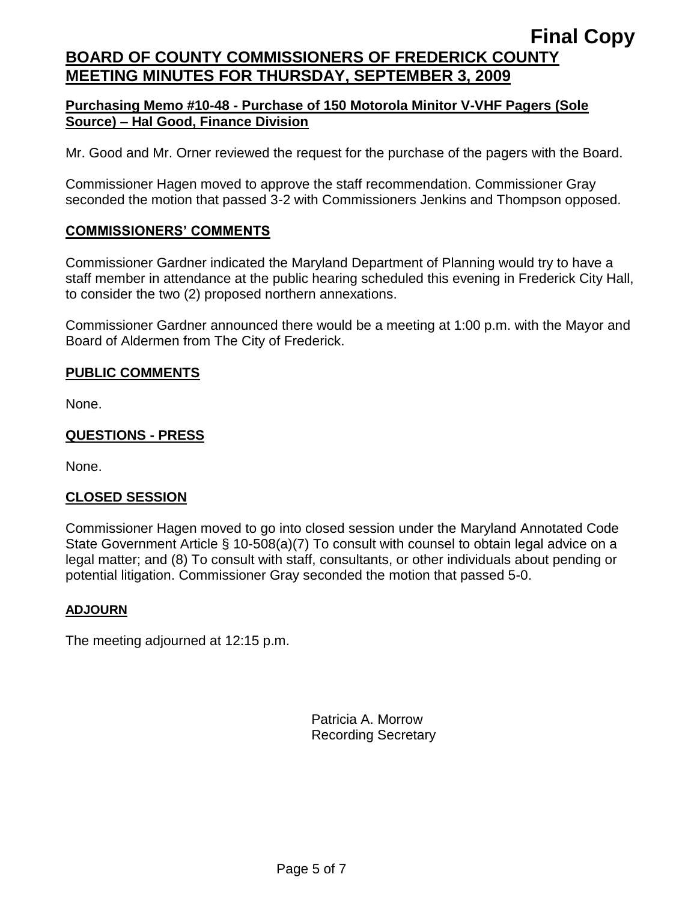**Purchasing Memo #10-48 - Purchase of 150 Motorola Minitor V-VHF Pagers (Sole Source) – Hal Good, Finance Division**

Mr. Good and Mr. Orner reviewed the request for the purchase of the pagers with the Board.

Commissioner Hagen moved to approve the staff recommendation. Commissioner Gray seconded the motion that passed 3-2 with Commissioners Jenkins and Thompson opposed.

**COMMISSIONERS' COMMENTS**

Commissioner Gardner indicated the Maryland Department of Planning would try to have a staff member in attendance at the public hearing scheduled this evening in Frederick City Hall, to consider the two (2) proposed northern annexations.

Commissioner Gardner announced there would be a meeting at 1:00 p.m. with the Mayor and Board of Aldermen from The City of Frederick.

**PUBLIC COMMENTS**

None.

**QUESTIONS - PRESS**

None.

**CLOSED SESSION**

Commissioner Hagen moved to go into closed session under the Maryland Annotated Code State Government Article § 10-508(a)(7) To consult with counsel to obtain legal advice on a legal matter; and (8) To consult with staff, consultants, or other individuals about pending or potential litigation. Commissioner Gray seconded the motion that passed 5-0.

**ADJOURN**

The meeting adjourned at 12:15 p.m.

Patricia A. Morrow
Recording Secretary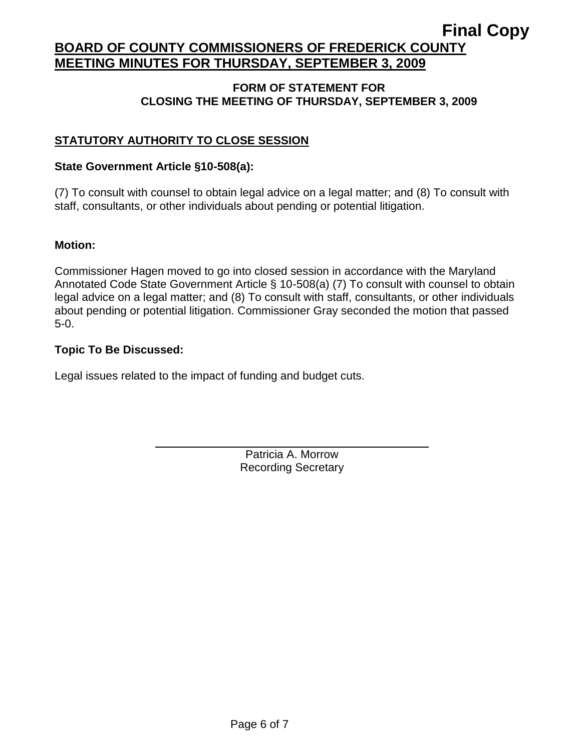Final Copy

# BOARD OF COUNTY COMMISSIONERS OF FREDERICK COUNTY MEETING MINUTES FOR THURSDAY, SEPTEMBER 3, 2009

## FORM OF STATEMENT FOR CLOSING THE MEETING OF THURSDAY, SEPTEMBER 3, 2009

### STATUTORY AUTHORITY TO CLOSE SESSION

**State Government Article §10-508(a):**

(7) To consult with counsel to obtain legal advice on a legal matter; and (8) To consult with staff, consultants, or other individuals about pending or potential litigation.

**Motion:**

Commissioner Hagen moved to go into closed session in accordance with the Maryland Annotated Code State Government Article § 10-508(a) (7) To consult with counsel to obtain legal advice on a legal matter; and (8) To consult with staff, consultants, or other individuals about pending or potential litigation. Commissioner Gray seconded the motion that passed 5-0.

**Topic To Be Discussed:**

Legal issues related to the impact of funding and budget cuts.

Patricia A. Morrow
Recording Secretary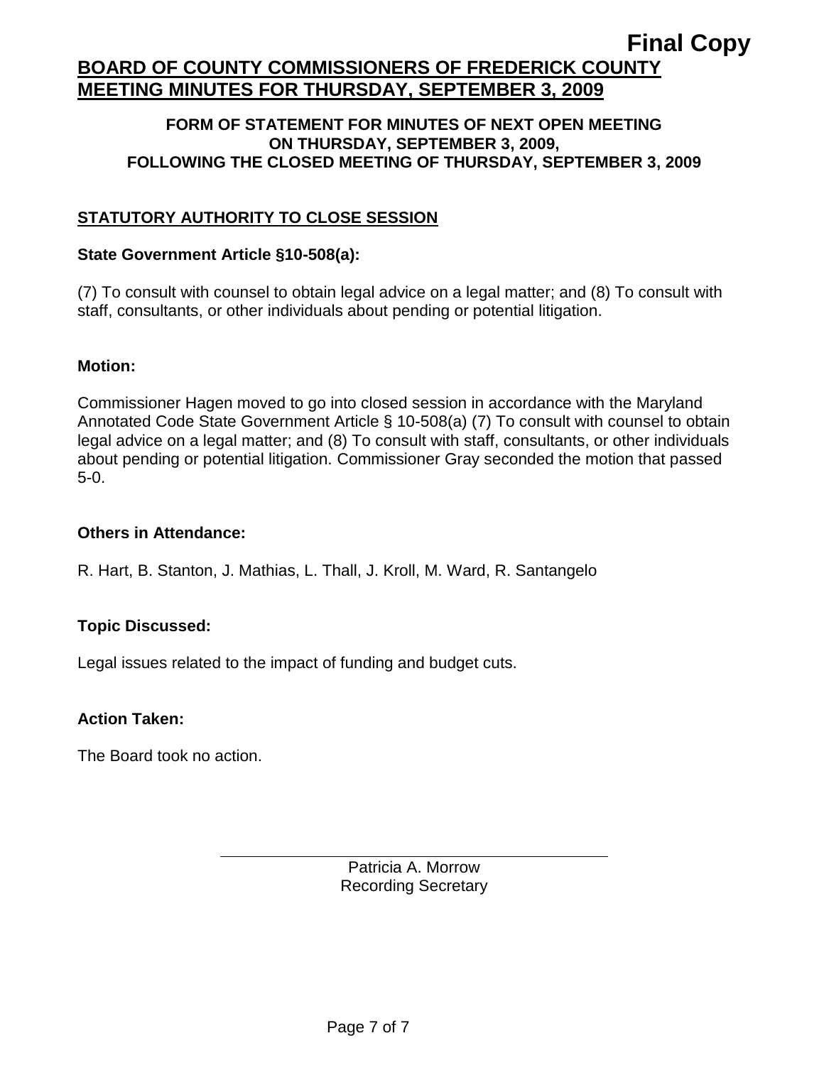**Final Copy**

# BOARD OF COUNTY COMMISSIONERS OF FREDERICK COUNTY MEETING MINUTES FOR THURSDAY, SEPTEMBER 3, 2009

### FORM OF STATEMENT FOR MINUTES OF NEXT OPEN MEETING ON THURSDAY, SEPTEMBER 3, 2009, FOLLOWING THE CLOSED MEETING OF THURSDAY, SEPTEMBER 3, 2009

## STATUTORY AUTHORITY TO CLOSE SESSION

**State Government Article §10-508(a):**

(7) To consult with counsel to obtain legal advice on a legal matter; and (8) To consult with staff, consultants, or other individuals about pending or potential litigation.

**Motion:**

Commissioner Hagen moved to go into closed session in accordance with the Maryland Annotated Code State Government Article § 10-508(a) (7) To consult with counsel to obtain legal advice on a legal matter; and (8) To consult with staff, consultants, or other individuals about pending or potential litigation. Commissioner Gray seconded the motion that passed 5-0.

**Others in Attendance:**

R. Hart, B. Stanton, J. Mathias, L. Thall, J. Kroll, M. Ward, R. Santangelo

**Topic Discussed:**

Legal issues related to the impact of funding and budget cuts.

**Action Taken:**

The Board took no action.

Patricia A. Morrow
Recording Secretary